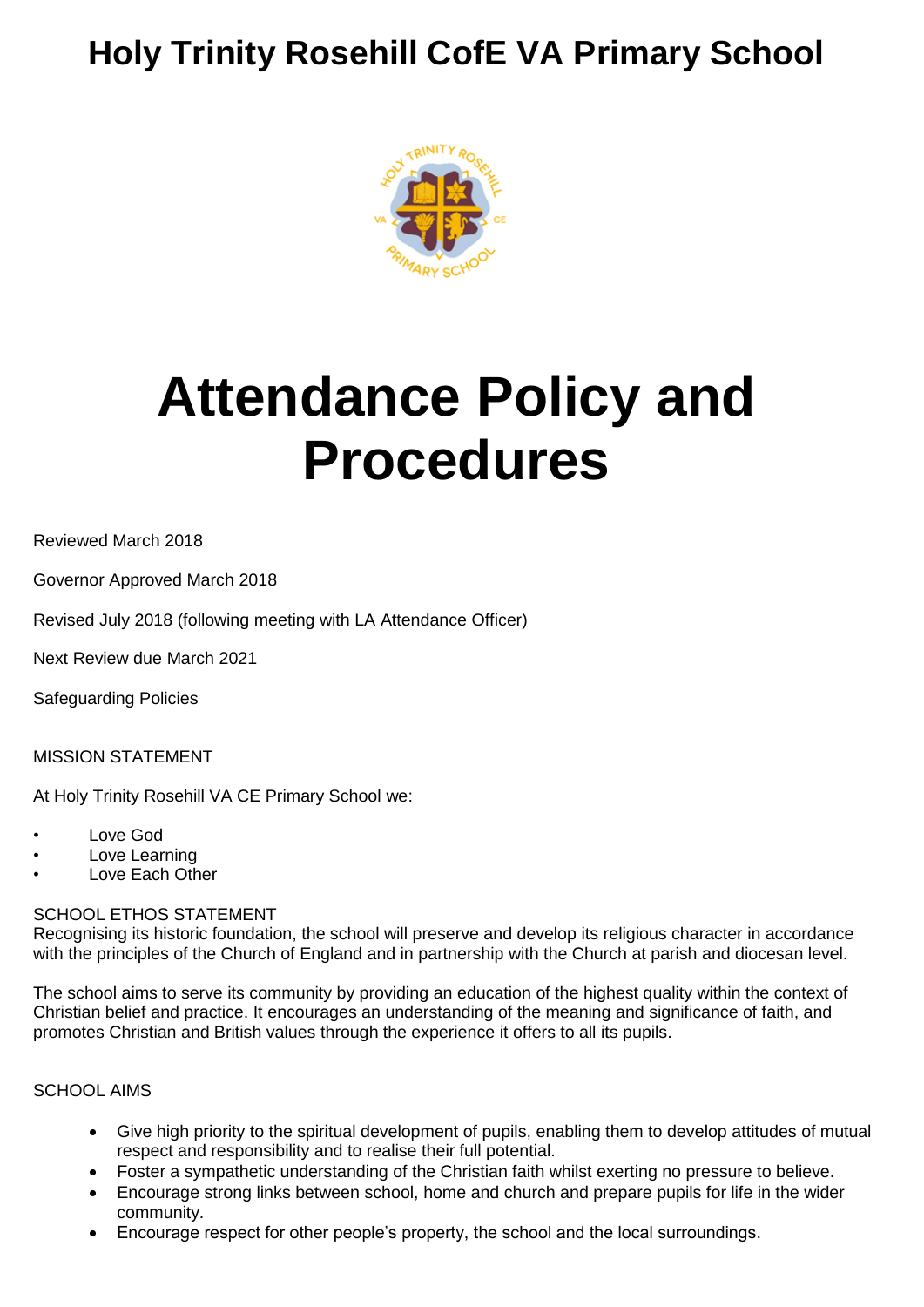# Holy Trinity Rosehill CofE VA Primary School

# Attendance Policy and Procedures

Reviewed March 2018

Governor Approved March 2018

Revised July 2018 (following meeting with LA Attendance Officer)

Next Review due March 2021

Safeguarding Policies

MISSION STATEMENT

At Holy Trinity Rosehill VA CE Primary School we:

- Love God
- Love Learning
- Love Each Other

SCHOOL ETHOS STATEMENT

Recognising its historic foundation, the school will preserve and develop its religious character in accordance with the principles of the Church of England and in partnership with the Church at parish and diocesan level.

The school aims to serve its community by providing an education of the highest quality within the context of Christian belief and practice. It encourages an understanding of the meaning and significance of faith, and promotes Christian and British values through the experience it offers to all its pupils.

SCHOOL AIMS

- Give high priority to the spiritual development of pupils, enabling them to develop attitudes of mutual respect and responsibility and to realise their full potential.
- Foster a sympathetic understanding of the Christian faith whilst exerting no pressure to believe.
- Encourage strong links between school, home and church and prepare pupils for life in the wider community.
- Encourage respect for other people's property, the school and the local surroundings.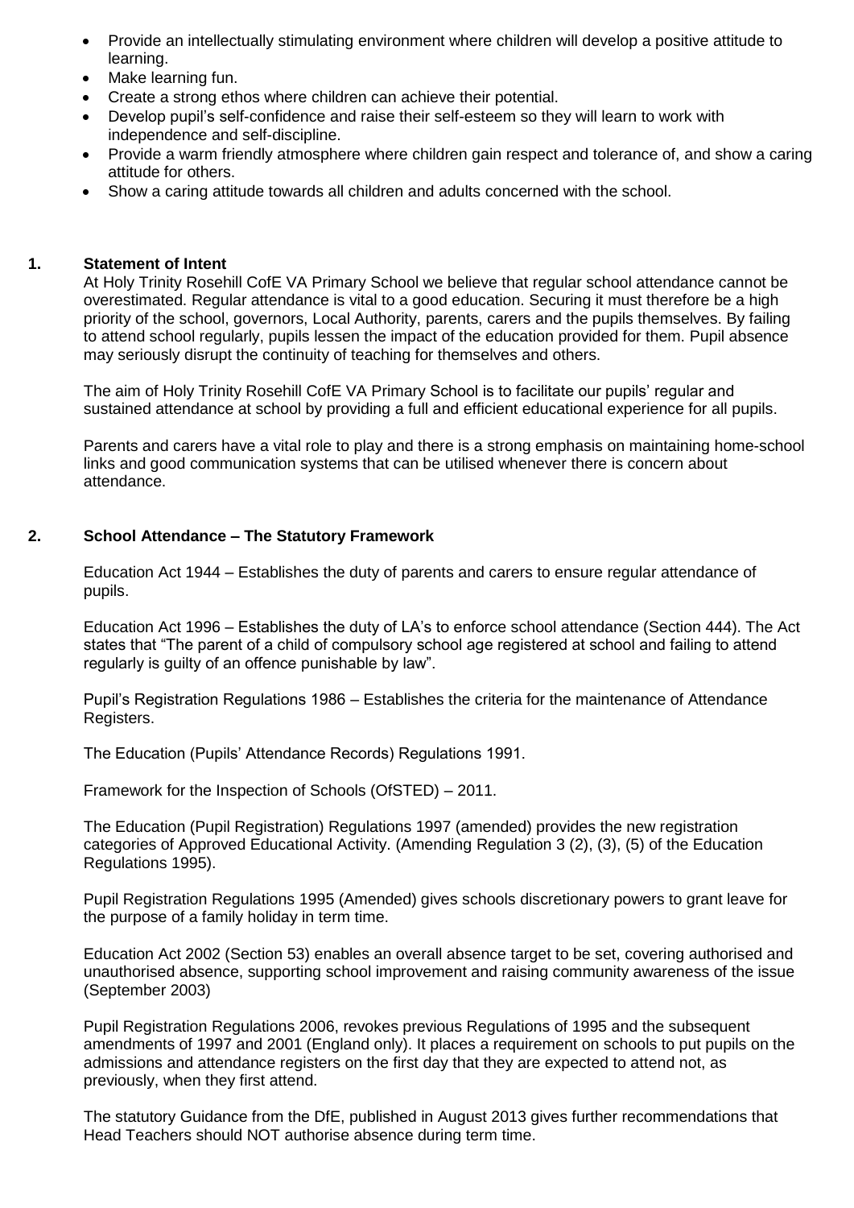- Provide an intellectually stimulating environment where children will develop a positive attitude to learning.
- Make learning fun.
- Create a strong ethos where children can achieve their potential.
- Develop pupil's self-confidence and raise their self-esteem so they will learn to work with independence and self-discipline.
- Provide a warm friendly atmosphere where children gain respect and tolerance of, and show a caring attitude for others.
- Show a caring attitude towards all children and adults concerned with the school.

## 1. Statement of Intent

At Holy Trinity Rosehill CofE VA Primary School we believe that regular school attendance cannot be overestimated. Regular attendance is vital to a good education. Securing it must therefore be a high priority of the school, governors, Local Authority, parents, carers and the pupils themselves. By failing to attend school regularly, pupils lessen the impact of the education provided for them. Pupil absence may seriously disrupt the continuity of teaching for themselves and others.

The aim of Holy Trinity Rosehill CofE VA Primary School is to facilitate our pupils' regular and sustained attendance at school by providing a full and efficient educational experience for all pupils.

Parents and carers have a vital role to play and there is a strong emphasis on maintaining home-school links and good communication systems that can be utilised whenever there is concern about attendance.

## 2. School Attendance – The Statutory Framework

Education Act 1944 – Establishes the duty of parents and carers to ensure regular attendance of pupils.

Education Act 1996 – Establishes the duty of LA's to enforce school attendance (Section 444). The Act states that "The parent of a child of compulsory school age registered at school and failing to attend regularly is guilty of an offence punishable by law".

Pupil's Registration Regulations 1986 – Establishes the criteria for the maintenance of Attendance Registers.

The Education (Pupils' Attendance Records) Regulations 1991.

Framework for the Inspection of Schools (OfSTED) – 2011.

The Education (Pupil Registration) Regulations 1997 (amended) provides the new registration categories of Approved Educational Activity. (Amending Regulation 3 (2), (3), (5) of the Education Regulations 1995).

Pupil Registration Regulations 1995 (Amended) gives schools discretionary powers to grant leave for the purpose of a family holiday in term time.

Education Act 2002 (Section 53) enables an overall absence target to be set, covering authorised and unauthorised absence, supporting school improvement and raising community awareness of the issue (September 2003)

Pupil Registration Regulations 2006, revokes previous Regulations of 1995 and the subsequent amendments of 1997 and 2001 (England only). It places a requirement on schools to put pupils on the admissions and attendance registers on the first day that they are expected to attend not, as previously, when they first attend.

The statutory Guidance from the DfE, published in August 2013 gives further recommendations that Head Teachers should NOT authorise absence during term time.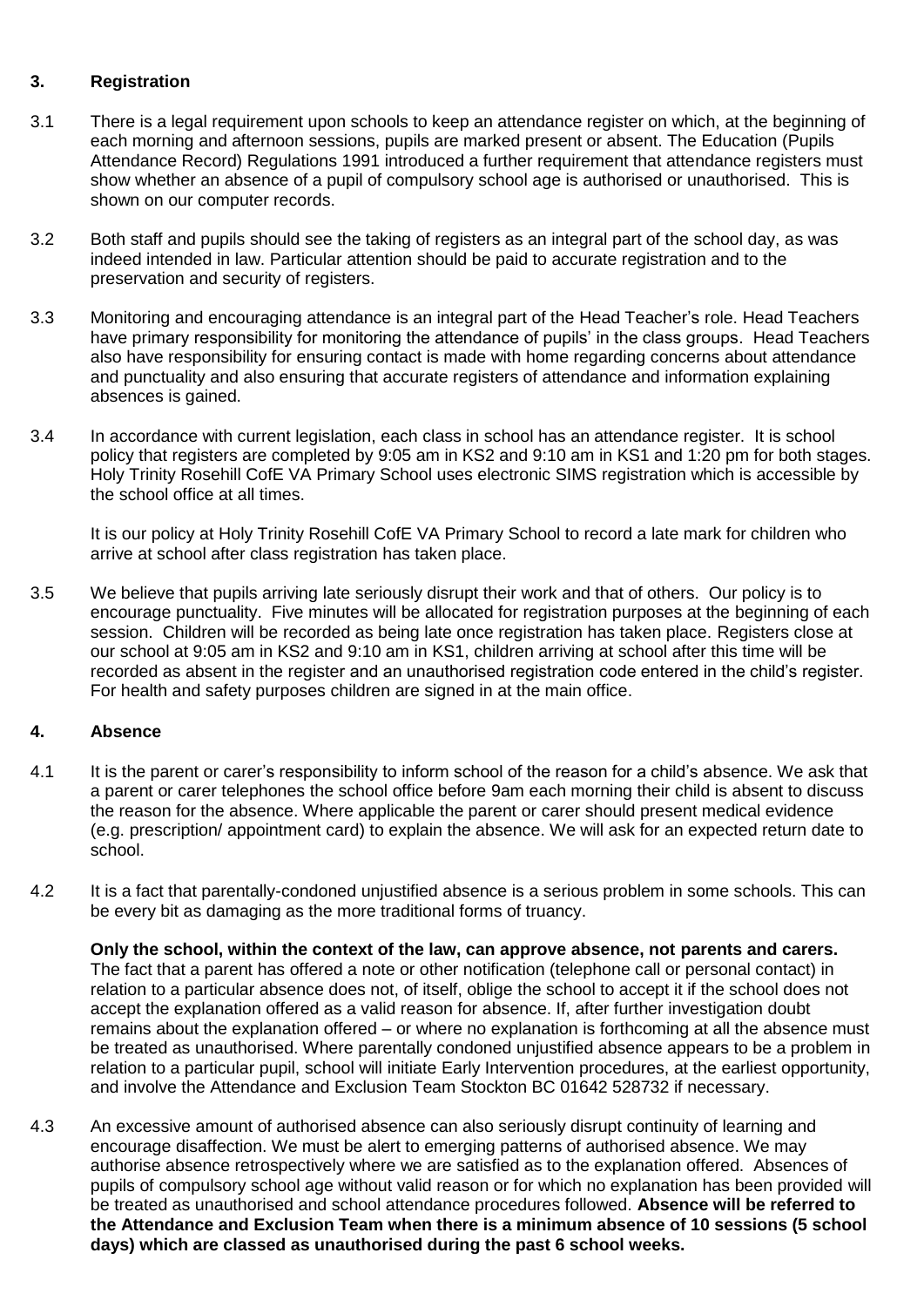## 3. Registration

3.1 There is a legal requirement upon schools to keep an attendance register on which, at the beginning of each morning and afternoon sessions, pupils are marked present or absent. The Education (Pupils Attendance Record) Regulations 1991 introduced a further requirement that attendance registers must show whether an absence of a pupil of compulsory school age is authorised or unauthorised. This is shown on our computer records.

3.2 Both staff and pupils should see the taking of registers as an integral part of the school day, as was indeed intended in law. Particular attention should be paid to accurate registration and to the preservation and security of registers.

3.3 Monitoring and encouraging attendance is an integral part of the Head Teacher's role. Head Teachers have primary responsibility for monitoring the attendance of pupils' in the class groups. Head Teachers also have responsibility for ensuring contact is made with home regarding concerns about attendance and punctuality and also ensuring that accurate registers of attendance and information explaining absences is gained.

3.4 In accordance with current legislation, each class in school has an attendance register. It is school policy that registers are completed by 9:05 am in KS2 and 9:10 am in KS1 and 1:20 pm for both stages. Holy Trinity Rosehill CofE VA Primary School uses electronic SIMS registration which is accessible by the school office at all times.

It is our policy at Holy Trinity Rosehill CofE VA Primary School to record a late mark for children who arrive at school after class registration has taken place.

3.5 We believe that pupils arriving late seriously disrupt their work and that of others. Our policy is to encourage punctuality. Five minutes will be allocated for registration purposes at the beginning of each session. Children will be recorded as being late once registration has taken place. Registers close at our school at 9:05 am in KS2 and 9:10 am in KS1, children arriving at school after this time will be recorded as absent in the register and an unauthorised registration code entered in the child's register. For health and safety purposes children are signed in at the main office.

## 4. Absence

4.1 It is the parent or carer's responsibility to inform school of the reason for a child's absence. We ask that a parent or carer telephones the school office before 9am each morning their child is absent to discuss the reason for the absence. Where applicable the parent or carer should present medical evidence (e.g. prescription/ appointment card) to explain the absence. We will ask for an expected return date to school.

4.2 It is a fact that parentally-condoned unjustified absence is a serious problem in some schools. This can be every bit as damaging as the more traditional forms of truancy.

**Only the school, within the context of the law, can approve absence, not parents and carers.** The fact that a parent has offered a note or other notification (telephone call or personal contact) in relation to a particular absence does not, of itself, oblige the school to accept it if the school does not accept the explanation offered as a valid reason for absence. If, after further investigation doubt remains about the explanation offered – or where no explanation is forthcoming at all the absence must be treated as unauthorised. Where parentally condoned unjustified absence appears to be a problem in relation to a particular pupil, school will initiate Early Intervention procedures, at the earliest opportunity, and involve the Attendance and Exclusion Team Stockton BC 01642 528732 if necessary.

4.3 An excessive amount of authorised absence can also seriously disrupt continuity of learning and encourage disaffection. We must be alert to emerging patterns of authorised absence. We may authorise absence retrospectively where we are satisfied as to the explanation offered. Absences of pupils of compulsory school age without valid reason or for which no explanation has been provided will be treated as unauthorised and school attendance procedures followed. **Absence will be referred to the Attendance and Exclusion Team when there is a minimum absence of 10 sessions (5 school days) which are classed as unauthorised during the past 6 school weeks.**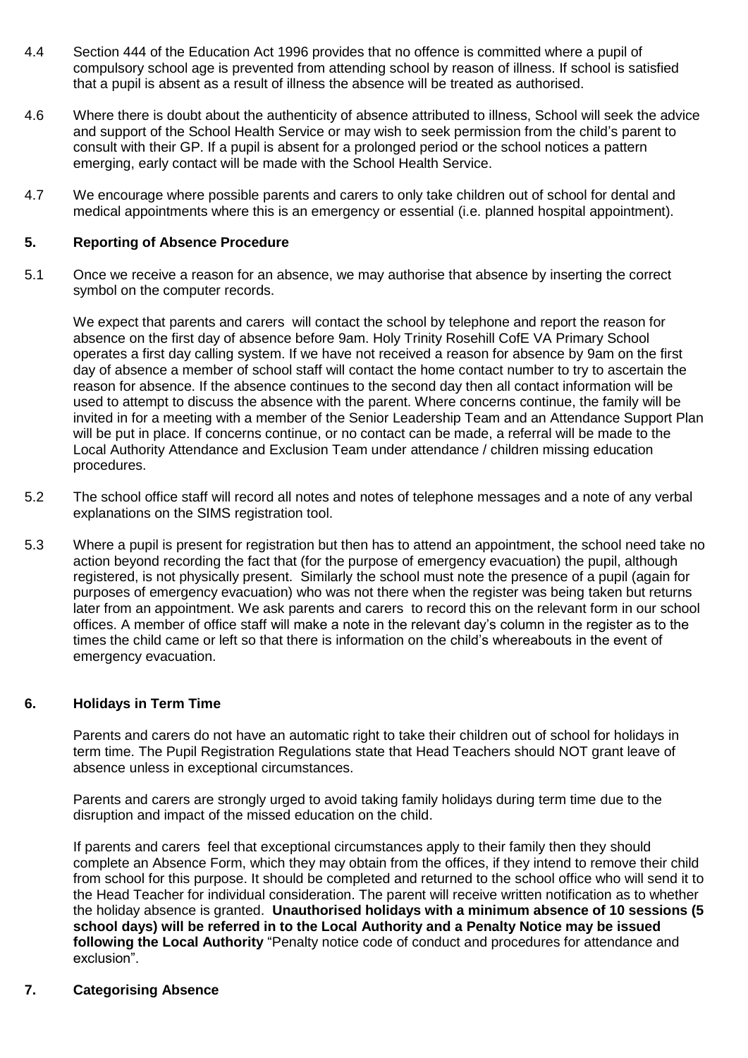4.4 Section 444 of the Education Act 1996 provides that no offence is committed where a pupil of compulsory school age is prevented from attending school by reason of illness. If school is satisfied that a pupil is absent as a result of illness the absence will be treated as authorised.

4.6 Where there is doubt about the authenticity of absence attributed to illness, School will seek the advice and support of the School Health Service or may wish to seek permission from the child's parent to consult with their GP. If a pupil is absent for a prolonged period or the school notices a pattern emerging, early contact will be made with the School Health Service.

4.7 We encourage where possible parents and carers to only take children out of school for dental and medical appointments where this is an emergency or essential (i.e. planned hospital appointment).

## 5. Reporting of Absence Procedure

5.1 Once we receive a reason for an absence, we may authorise that absence by inserting the correct symbol on the computer records.

We expect that parents and carers will contact the school by telephone and report the reason for absence on the first day of absence before 9am. Holy Trinity Rosehill CofE VA Primary School operates a first day calling system. If we have not received a reason for absence by 9am on the first day of absence a member of school staff will contact the home contact number to try to ascertain the reason for absence. If the absence continues to the second day then all contact information will be used to attempt to discuss the absence with the parent. Where concerns continue, the family will be invited in for a meeting with a member of the Senior Leadership Team and an Attendance Support Plan will be put in place. If concerns continue, or no contact can be made, a referral will be made to the Local Authority Attendance and Exclusion Team under attendance / children missing education procedures.

5.2 The school office staff will record all notes and notes of telephone messages and a note of any verbal explanations on the SIMS registration tool.

5.3 Where a pupil is present for registration but then has to attend an appointment, the school need take no action beyond recording the fact that (for the purpose of emergency evacuation) the pupil, although registered, is not physically present. Similarly the school must note the presence of a pupil (again for purposes of emergency evacuation) who was not there when the register was being taken but returns later from an appointment. We ask parents and carers to record this on the relevant form in our school offices. A member of office staff will make a note in the relevant day's column in the register as to the times the child came or left so that there is information on the child's whereabouts in the event of emergency evacuation.

## 6. Holidays in Term Time

Parents and carers do not have an automatic right to take their children out of school for holidays in term time. The Pupil Registration Regulations state that Head Teachers should NOT grant leave of absence unless in exceptional circumstances.

Parents and carers are strongly urged to avoid taking family holidays during term time due to the disruption and impact of the missed education on the child.

If parents and carers feel that exceptional circumstances apply to their family then they should complete an Absence Form, which they may obtain from the offices, if they intend to remove their child from school for this purpose. It should be completed and returned to the school office who will send it to the Head Teacher for individual consideration. The parent will receive written notification as to whether the holiday absence is granted. **Unauthorised holidays with a minimum absence of 10 sessions (5 school days) will be referred in to the Local Authority and a Penalty Notice may be issued following the Local Authority** "Penalty notice code of conduct and procedures for attendance and exclusion".

## 7. Categorising Absence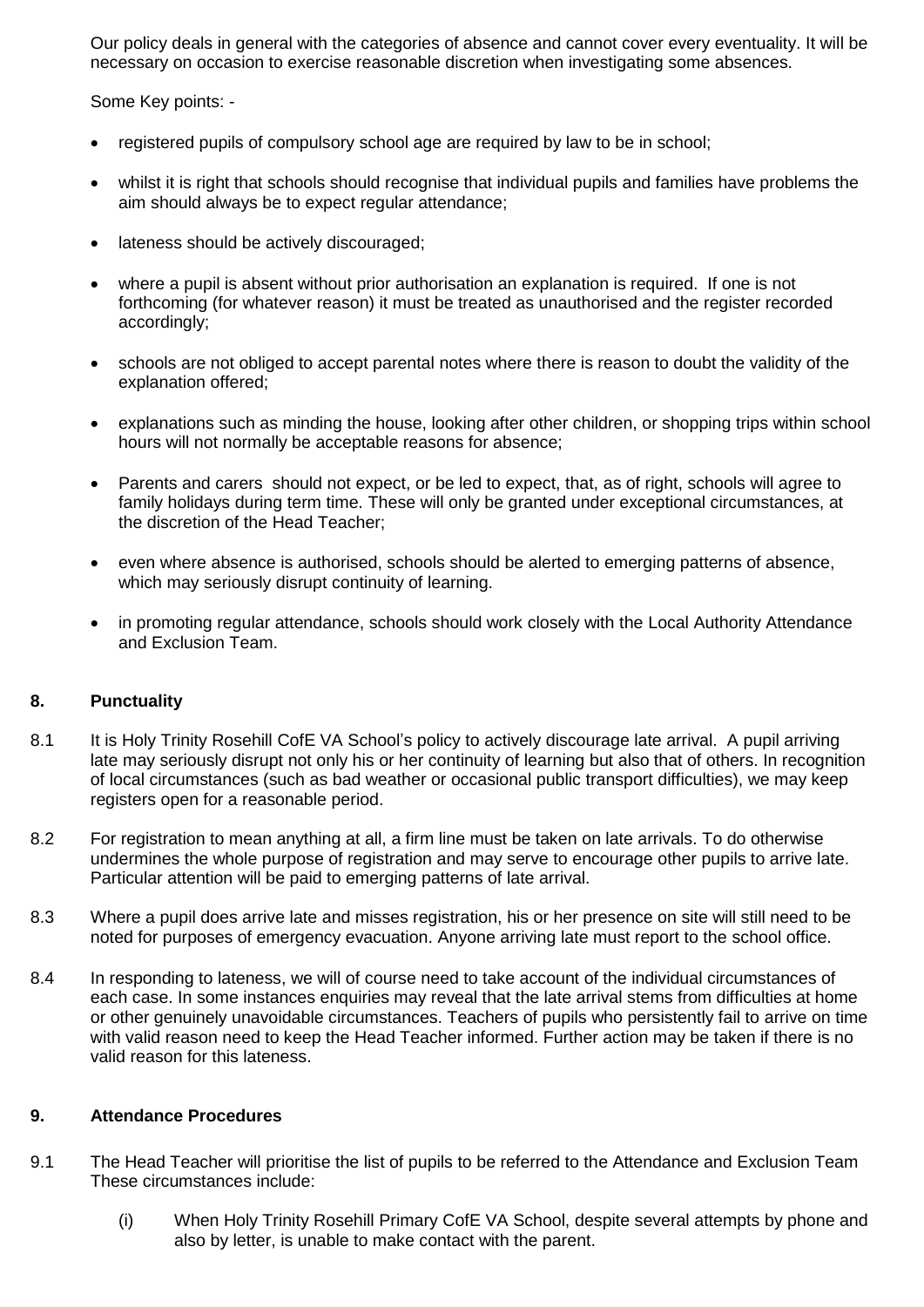Our policy deals in general with the categories of absence and cannot cover every eventuality. It will be necessary on occasion to exercise reasonable discretion when investigating some absences.

Some Key points: -

- registered pupils of compulsory school age are required by law to be in school;
- whilst it is right that schools should recognise that individual pupils and families have problems the aim should always be to expect regular attendance;
- lateness should be actively discouraged;
- where a pupil is absent without prior authorisation an explanation is required. If one is not forthcoming (for whatever reason) it must be treated as unauthorised and the register recorded accordingly;
- schools are not obliged to accept parental notes where there is reason to doubt the validity of the explanation offered;
- explanations such as minding the house, looking after other children, or shopping trips within school hours will not normally be acceptable reasons for absence;
- Parents and carers should not expect, or be led to expect, that, as of right, schools will agree to family holidays during term time. These will only be granted under exceptional circumstances, at the discretion of the Head Teacher;
- even where absence is authorised, schools should be alerted to emerging patterns of absence, which may seriously disrupt continuity of learning.
- in promoting regular attendance, schools should work closely with the Local Authority Attendance and Exclusion Team.

## 8. Punctuality

8.1 It is Holy Trinity Rosehill CofE VA School's policy to actively discourage late arrival. A pupil arriving late may seriously disrupt not only his or her continuity of learning but also that of others. In recognition of local circumstances (such as bad weather or occasional public transport difficulties), we may keep registers open for a reasonable period.

8.2 For registration to mean anything at all, a firm line must be taken on late arrivals. To do otherwise undermines the whole purpose of registration and may serve to encourage other pupils to arrive late. Particular attention will be paid to emerging patterns of late arrival.

8.3 Where a pupil does arrive late and misses registration, his or her presence on site will still need to be noted for purposes of emergency evacuation. Anyone arriving late must report to the school office.

8.4 In responding to lateness, we will of course need to take account of the individual circumstances of each case. In some instances enquiries may reveal that the late arrival stems from difficulties at home or other genuinely unavoidable circumstances. Teachers of pupils who persistently fail to arrive on time with valid reason need to keep the Head Teacher informed. Further action may be taken if there is no valid reason for this lateness.

## 9. Attendance Procedures

9.1 The Head Teacher will prioritise the list of pupils to be referred to the Attendance and Exclusion Team These circumstances include:

(i) When Holy Trinity Rosehill Primary CofE VA School, despite several attempts by phone and also by letter, is unable to make contact with the parent.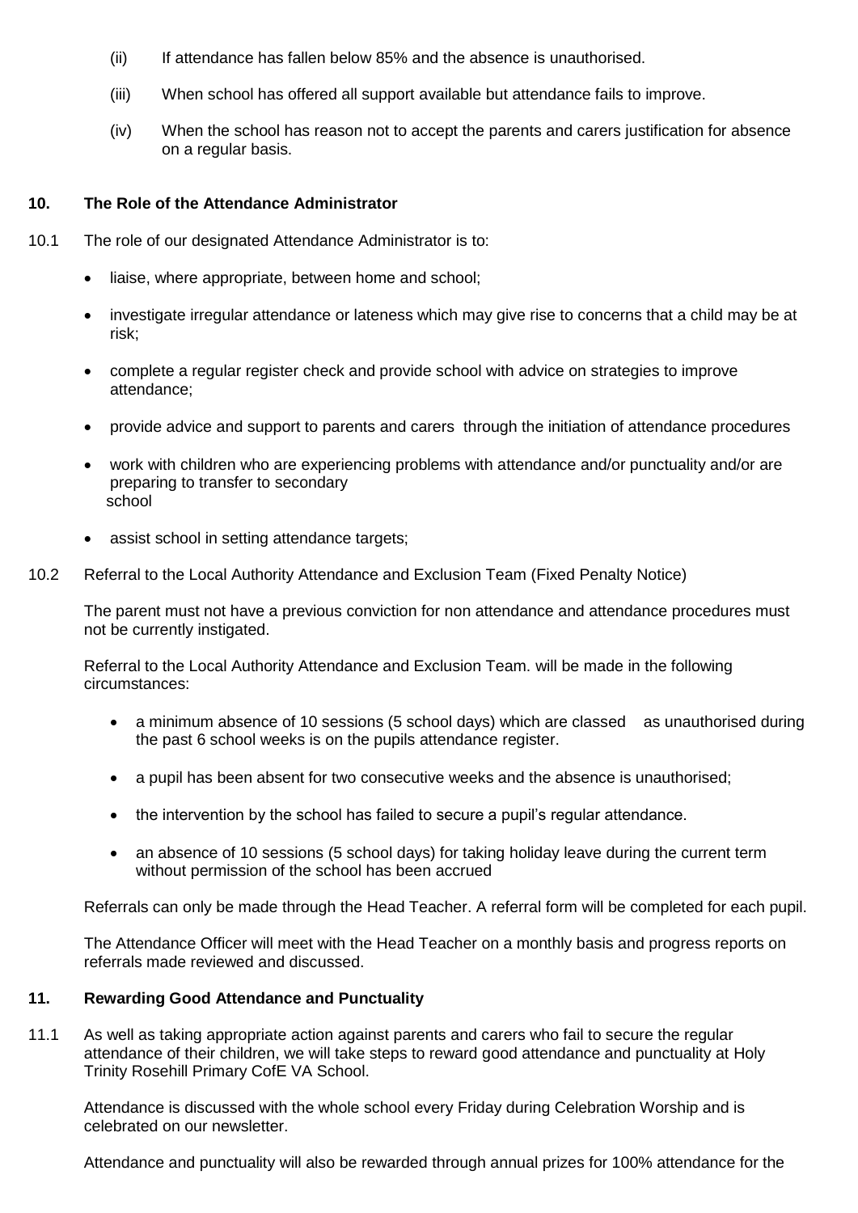(ii) If attendance has fallen below 85% and the absence is unauthorised.

(iii) When school has offered all support available but attendance fails to improve.

(iv) When the school has reason not to accept the parents and carers justification for absence on a regular basis.

## 10. The Role of the Attendance Administrator

10.1 The role of our designated Attendance Administrator is to:

- liaise, where appropriate, between home and school;
- investigate irregular attendance or lateness which may give rise to concerns that a child may be at risk;
- complete a regular register check and provide school with advice on strategies to improve attendance;
- provide advice and support to parents and carers through the initiation of attendance procedures
- work with children who are experiencing problems with attendance and/or punctuality and/or are preparing to transfer to secondary school
- assist school in setting attendance targets;

10.2 Referral to the Local Authority Attendance and Exclusion Team (Fixed Penalty Notice)

The parent must not have a previous conviction for non attendance and attendance procedures must not be currently instigated.

Referral to the Local Authority Attendance and Exclusion Team. will be made in the following circumstances:

- a minimum absence of 10 sessions (5 school days) which are classed as unauthorised during the past 6 school weeks is on the pupils attendance register.
- a pupil has been absent for two consecutive weeks and the absence is unauthorised;
- the intervention by the school has failed to secure a pupil's regular attendance.
- an absence of 10 sessions (5 school days) for taking holiday leave during the current term without permission of the school has been accrued

Referrals can only be made through the Head Teacher. A referral form will be completed for each pupil.

The Attendance Officer will meet with the Head Teacher on a monthly basis and progress reports on referrals made reviewed and discussed.

## 11. Rewarding Good Attendance and Punctuality

11.1 As well as taking appropriate action against parents and carers who fail to secure the regular attendance of their children, we will take steps to reward good attendance and punctuality at Holy Trinity Rosehill Primary CofE VA School.

Attendance is discussed with the whole school every Friday during Celebration Worship and is celebrated on our newsletter.

Attendance and punctuality will also be rewarded through annual prizes for 100% attendance for the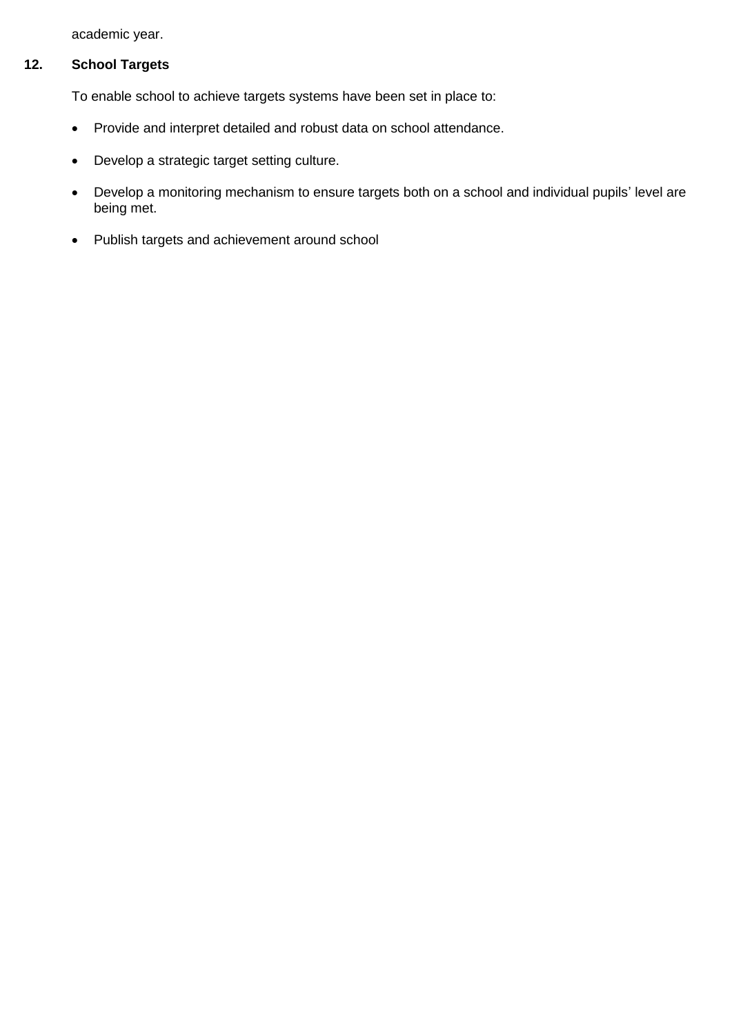academic year.

## 12. School Targets

To enable school to achieve targets systems have been set in place to:

- Provide and interpret detailed and robust data on school attendance.
- Develop a strategic target setting culture.
- Develop a monitoring mechanism to ensure targets both on a school and individual pupils' level are being met.
- Publish targets and achievement around school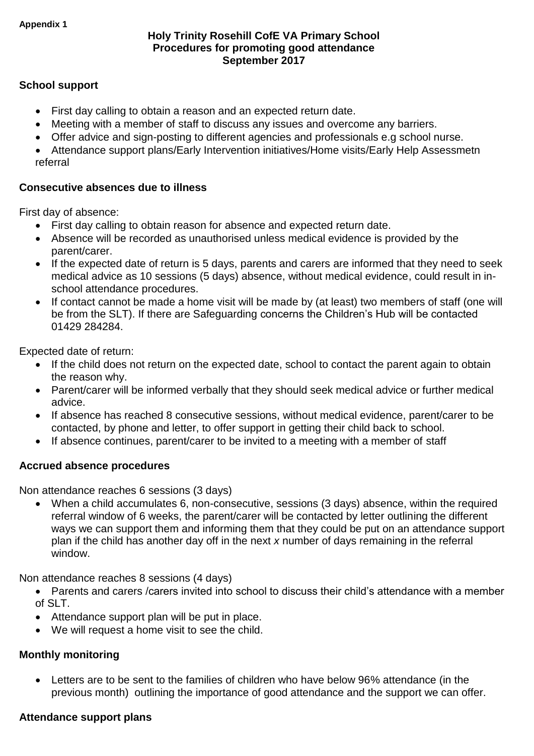**Appendix 1**

**Holy Trinity Rosehill CofE VA Primary School**
**Procedures for promoting good attendance**
**September 2017**

**School support**

- First day calling to obtain a reason and an expected return date.
- Meeting with a member of staff to discuss any issues and overcome any barriers.
- Offer advice and sign-posting to different agencies and professionals e.g school nurse.
- Attendance support plans/Early Intervention initiatives/Home visits/Early Help Assessmetn referral

**Consecutive absences due to illness**

First day of absence:

- First day calling to obtain reason for absence and expected return date.
- Absence will be recorded as unauthorised unless medical evidence is provided by the parent/carer.
- If the expected date of return is 5 days, parents and carers are informed that they need to seek medical advice as 10 sessions (5 days) absence, without medical evidence, could result in in-school attendance procedures.
- If contact cannot be made a home visit will be made by (at least) two members of staff (one will be from the SLT). If there are Safeguarding concerns the Children's Hub will be contacted 01429 284284.

Expected date of return:

- If the child does not return on the expected date, school to contact the parent again to obtain the reason why.
- Parent/carer will be informed verbally that they should seek medical advice or further medical advice.
- If absence has reached 8 consecutive sessions, without medical evidence, parent/carer to be contacted, by phone and letter, to offer support in getting their child back to school.
- If absence continues, parent/carer to be invited to a meeting with a member of staff

**Accrued absence procedures**

Non attendance reaches 6 sessions (3 days)

- When a child accumulates 6, non-consecutive, sessions (3 days) absence, within the required referral window of 6 weeks, the parent/carer will be contacted by letter outlining the different ways we can support them and informing them that they could be put on an attendance support plan if the child has another day off in the next *x* number of days remaining in the referral window.

Non attendance reaches 8 sessions (4 days)

- Parents and carers /carers invited into school to discuss their child's attendance with a member of SLT.
- Attendance support plan will be put in place.
- We will request a home visit to see the child.

**Monthly monitoring**

- Letters are to be sent to the families of children who have below 96% attendance (in the previous month) outlining the importance of good attendance and the support we can offer.

**Attendance support plans**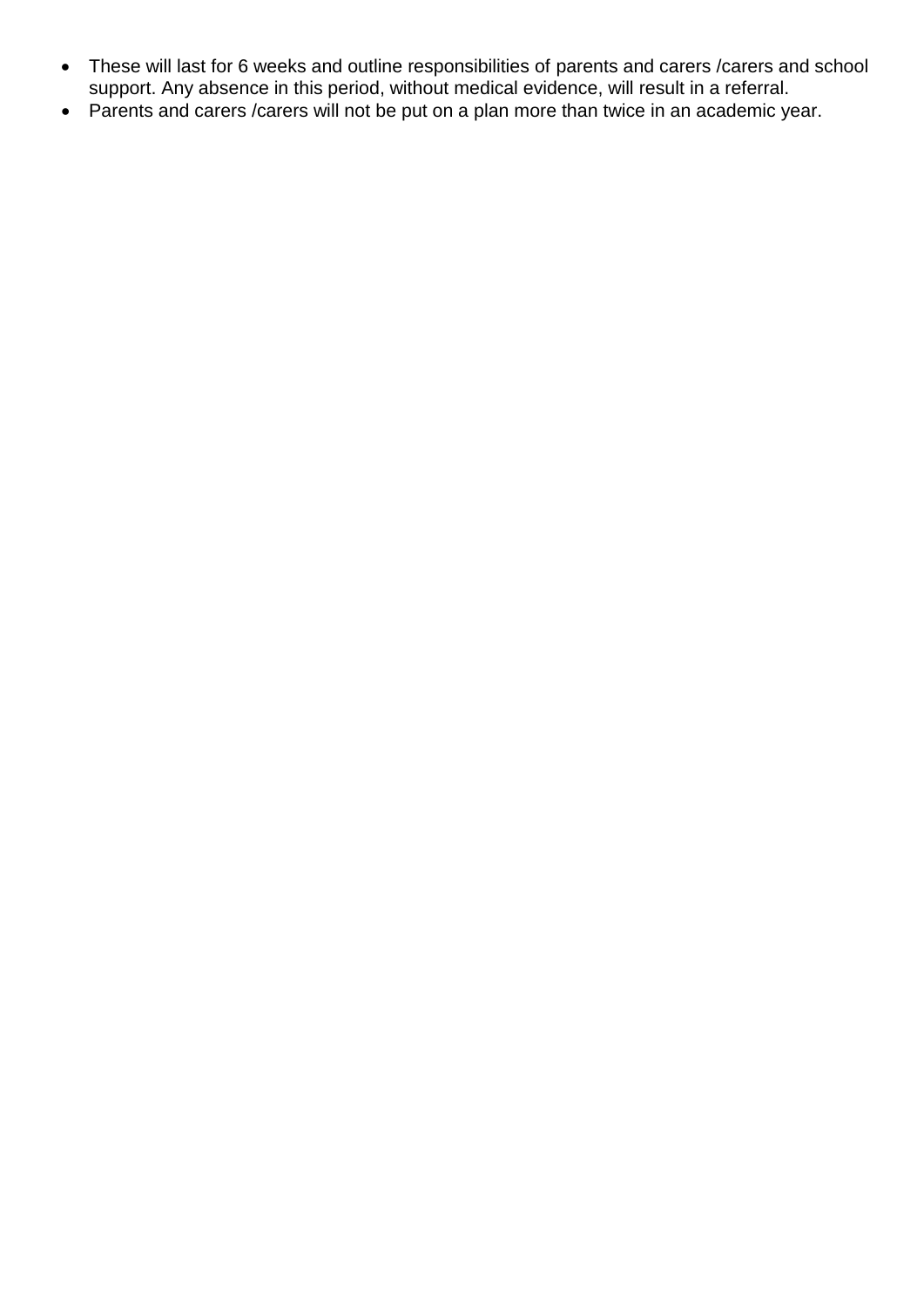- These will last for 6 weeks and outline responsibilities of parents and carers /carers and school support. Any absence in this period, without medical evidence, will result in a referral.
- Parents and carers /carers will not be put on a plan more than twice in an academic year.